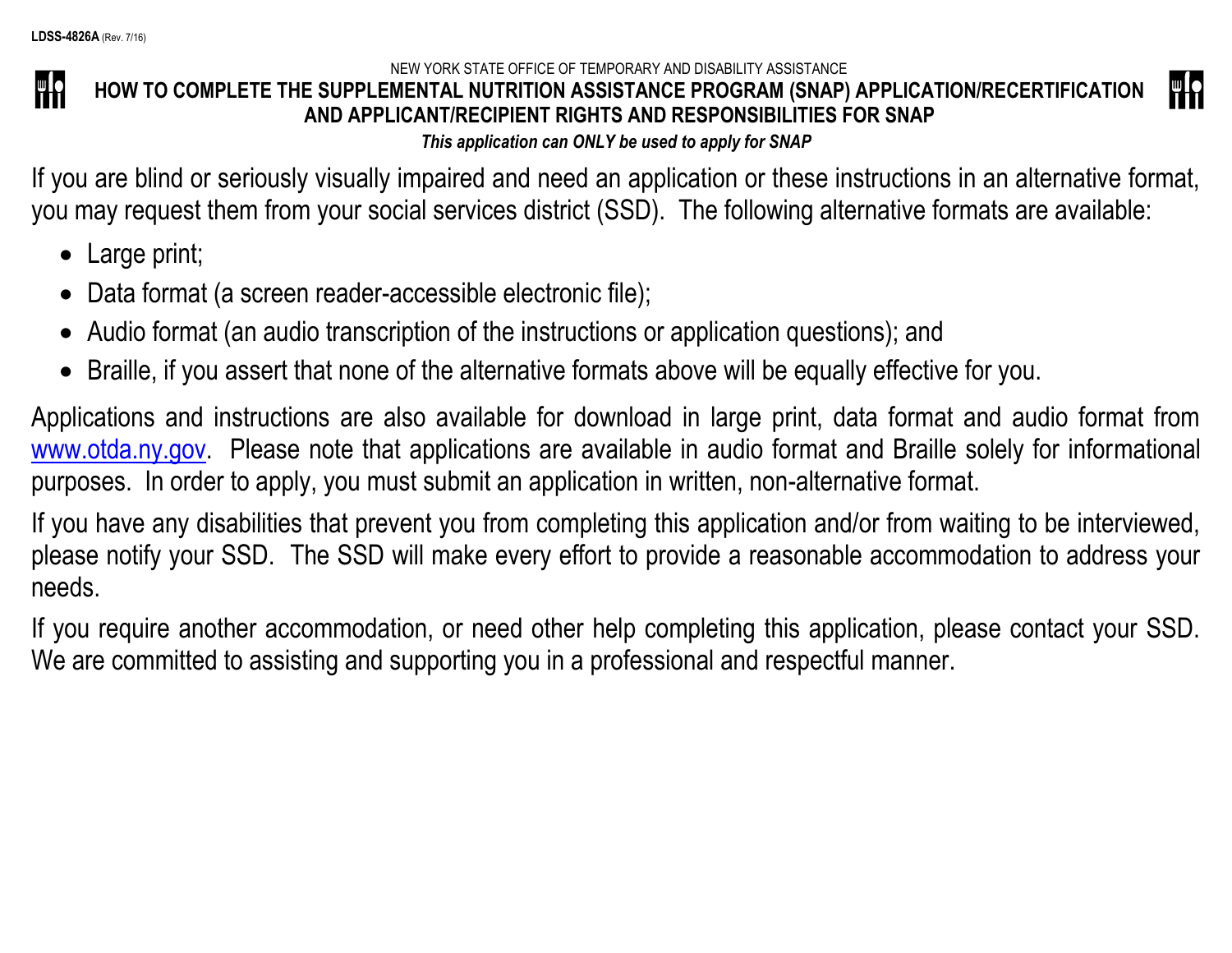LDSS-4826A (Rev. 7/16)

NEW YORK STATE OFFICE OF TEMPORARY AND DISABILITY ASSISTANCE

# HOW TO COMPLETE THE SUPPLEMENTAL NUTRITION ASSISTANCE PROGRAM (SNAP) APPLICATION/RECERTIFICATION AND APPLICANT/RECIPIENT RIGHTS AND RESPONSIBILITIES FOR SNAP

***This application can ONLY be used to apply for SNAP***

If you are blind or seriously visually impaired and need an application or these instructions in an alternative format, you may request them from your social services district (SSD). The following alternative formats are available:

- Large print;
- Data format (a screen reader-accessible electronic file);
- Audio format (an audio transcription of the instructions or application questions); and
- Braille, if you assert that none of the alternative formats above will be equally effective for you.

Applications and instructions are also available for download in large print, data format and audio format from www.otda.ny.gov. Please note that applications are available in audio format and Braille solely for informational purposes. In order to apply, you must submit an application in written, non-alternative format.

If you have any disabilities that prevent you from completing this application and/or from waiting to be interviewed, please notify your SSD. The SSD will make every effort to provide a reasonable accommodation to address your needs.

If you require another accommodation, or need other help completing this application, please contact your SSD. We are committed to assisting and supporting you in a professional and respectful manner.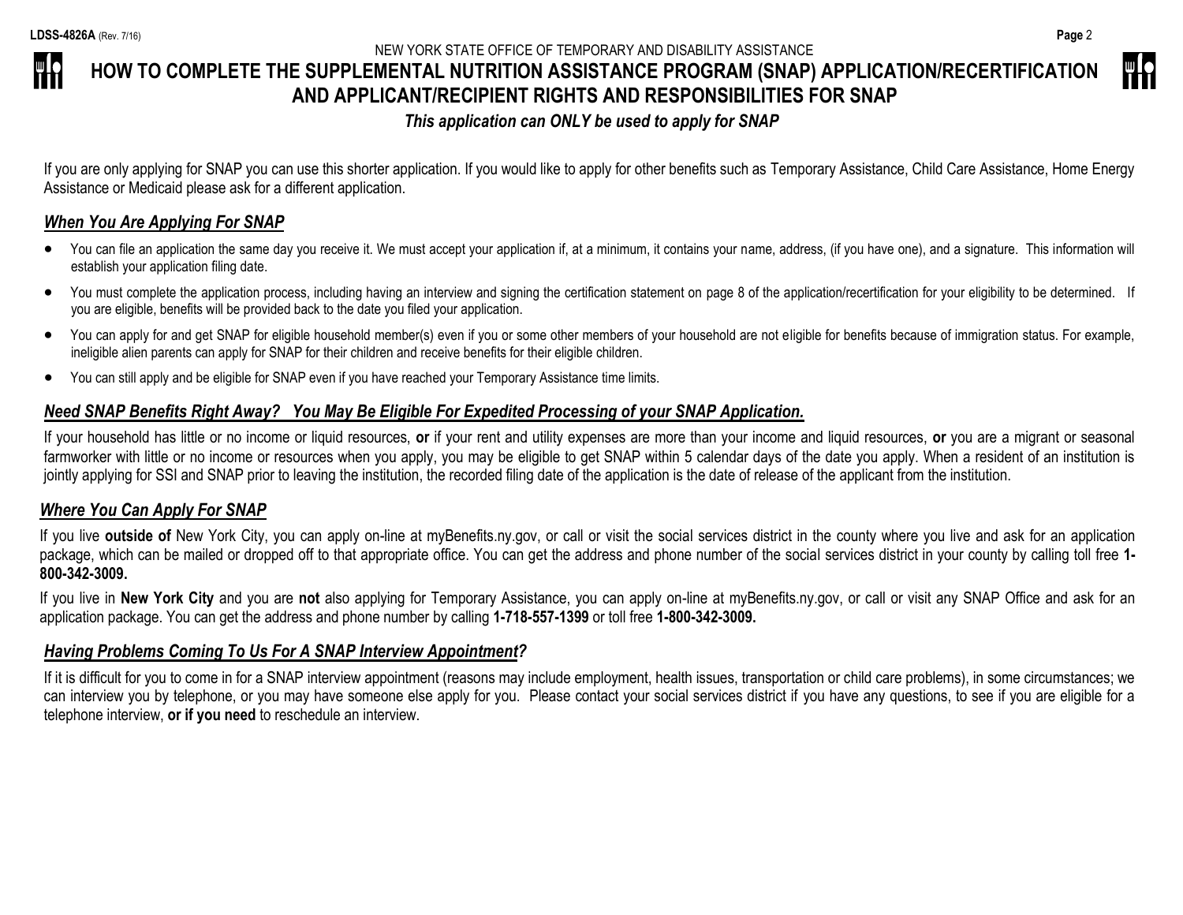NEW YORK STATE OFFICE OF TEMPORARY AND DISABILITY ASSISTANCE

# HOW TO COMPLETE THE SUPPLEMENTAL NUTRITION ASSISTANCE PROGRAM (SNAP) APPLICATION/RECERTIFICATION AND APPLICANT/RECIPIENT RIGHTS AND RESPONSIBILITIES FOR SNAP

***This application can ONLY be used to apply for SNAP***

If you are only applying for SNAP you can use this shorter application. If you would like to apply for other benefits such as Temporary Assistance, Child Care Assistance, Home Energy Assistance or Medicaid please ask for a different application.

## *When You Are Applying For SNAP*

- You can file an application the same day you receive it. We must accept your application if, at a minimum, it contains your name, address, (if you have one), and a signature. This information will establish your application filing date.
- You must complete the application process, including having an interview and signing the certification statement on page 8 of the application/recertification for your eligibility to be determined. If you are eligible, benefits will be provided back to the date you filed your application.
- You can apply for and get SNAP for eligible household member(s) even if you or some other members of your household are not eligible for benefits because of immigration status. For example, ineligible alien parents can apply for SNAP for their children and receive benefits for their eligible children.
- You can still apply and be eligible for SNAP even if you have reached your Temporary Assistance time limits.

## *Need SNAP Benefits Right Away? You May Be Eligible For Expedited Processing of your SNAP Application.*

If your household has little or no income or liquid resources, **or** if your rent and utility expenses are more than your income and liquid resources, **or** you are a migrant or seasonal farmworker with little or no income or resources when you apply, you may be eligible to get SNAP within 5 calendar days of the date you apply. When a resident of an institution is jointly applying for SSI and SNAP prior to leaving the institution, the recorded filing date of the application is the date of release of the applicant from the institution.

## *Where You Can Apply For SNAP*

If you live **outside of** New York City, you can apply on-line at myBenefits.ny.gov, or call or visit the social services district in the county where you live and ask for an application package, which can be mailed or dropped off to that appropriate office. You can get the address and phone number of the social services district in your county by calling toll free **1-800-342-3009.**

If you live in **New York City** and you are **not** also applying for Temporary Assistance, you can apply on-line at myBenefits.ny.gov, or call or visit any SNAP Office and ask for an application package. You can get the address and phone number by calling **1-718-557-1399** or toll free **1-800-342-3009.**

## *Having Problems Coming To Us For A SNAP Interview Appointment?*

If it is difficult for you to come in for a SNAP interview appointment (reasons may include employment, health issues, transportation or child care problems), in some circumstances; we can interview you by telephone, or you may have someone else apply for you. Please contact your social services district if you have any questions, to see if you are eligible for a telephone interview, **or if you need** to reschedule an interview.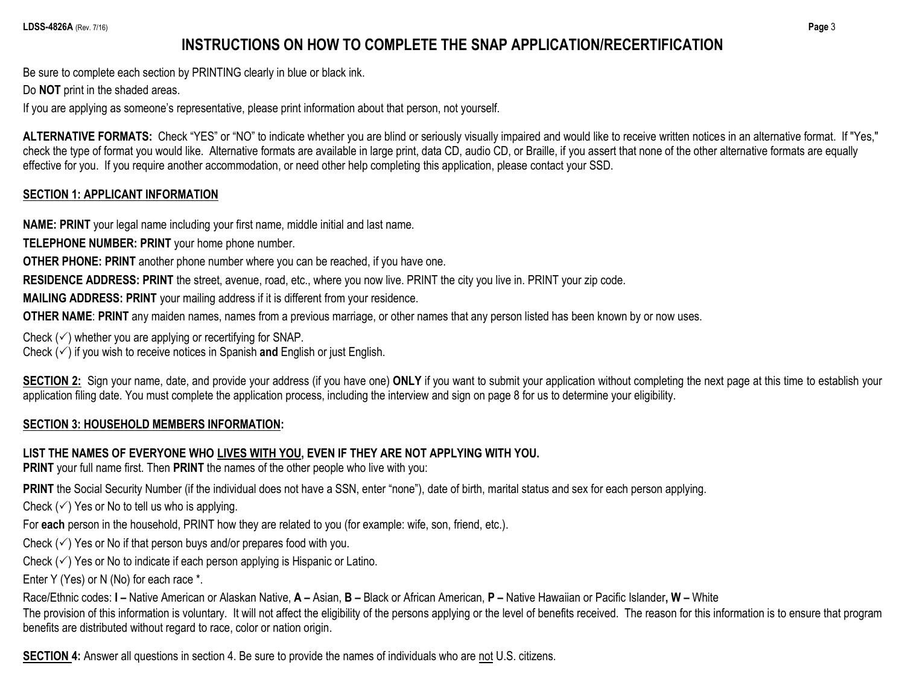# INSTRUCTIONS ON HOW TO COMPLETE THE SNAP APPLICATION/RECERTIFICATION

Be sure to complete each section by PRINTING clearly in blue or black ink.

Do **NOT** print in the shaded areas.

If you are applying as someone's representative, please print information about that person, not yourself.

**ALTERNATIVE FORMATS:** Check "YES" or "NO" to indicate whether you are blind or seriously visually impaired and would like to receive written notices in an alternative format. If "Yes," check the type of format you would like. Alternative formats are available in large print, data CD, audio CD, or Braille, if you assert that none of the other alternative formats are equally effective for you. If you require another accommodation, or need other help completing this application, please contact your SSD.

## SECTION 1: APPLICANT INFORMATION

**NAME: PRINT** your legal name including your first name, middle initial and last name.

**TELEPHONE NUMBER: PRINT** your home phone number.

**OTHER PHONE: PRINT** another phone number where you can be reached, if you have one.

**RESIDENCE ADDRESS: PRINT** the street, avenue, road, etc., where you now live. PRINT the city you live in. PRINT your zip code.

**MAILING ADDRESS: PRINT** your mailing address if it is different from your residence.

**OTHER NAME**: **PRINT** any maiden names, names from a previous marriage, or other names that any person listed has been known by or now uses.

Check (✓) whether you are applying or recertifying for SNAP.
Check (✓) if you wish to receive notices in Spanish **and** English or just English.

**SECTION 2:** Sign your name, date, and provide your address (if you have one) **ONLY** if you want to submit your application without completing the next page at this time to establish your application filing date. You must complete the application process, including the interview and sign on page 8 for us to determine your eligibility.

## SECTION 3: HOUSEHOLD MEMBERS INFORMATION:

**LIST THE NAMES OF EVERYONE WHO LIVES WITH YOU, EVEN IF THEY ARE NOT APPLYING WITH YOU.**
**PRINT** your full name first. Then **PRINT** the names of the other people who live with you:

**PRINT** the Social Security Number (if the individual does not have a SSN, enter "none"), date of birth, marital status and sex for each person applying.

Check (✓) Yes or No to tell us who is applying.

For **each** person in the household, PRINT how they are related to you (for example: wife, son, friend, etc.).

Check (✓) Yes or No if that person buys and/or prepares food with you.

Check (✓) Yes or No to indicate if each person applying is Hispanic or Latino.

Enter Y (Yes) or N (No) for each race *.

Race/Ethnic codes: **I –** Native American or Alaskan Native, **A –** Asian, **B –** Black or African American, **P –** Native Hawaiian or Pacific Islander**, W –** White
The provision of this information is voluntary. It will not affect the eligibility of the persons applying or the level of benefits received. The reason for this information is to ensure that program benefits are distributed without regard to race, color or nation origin.

**SECTION 4:** Answer all questions in section 4. Be sure to provide the names of individuals who are not U.S. citizens.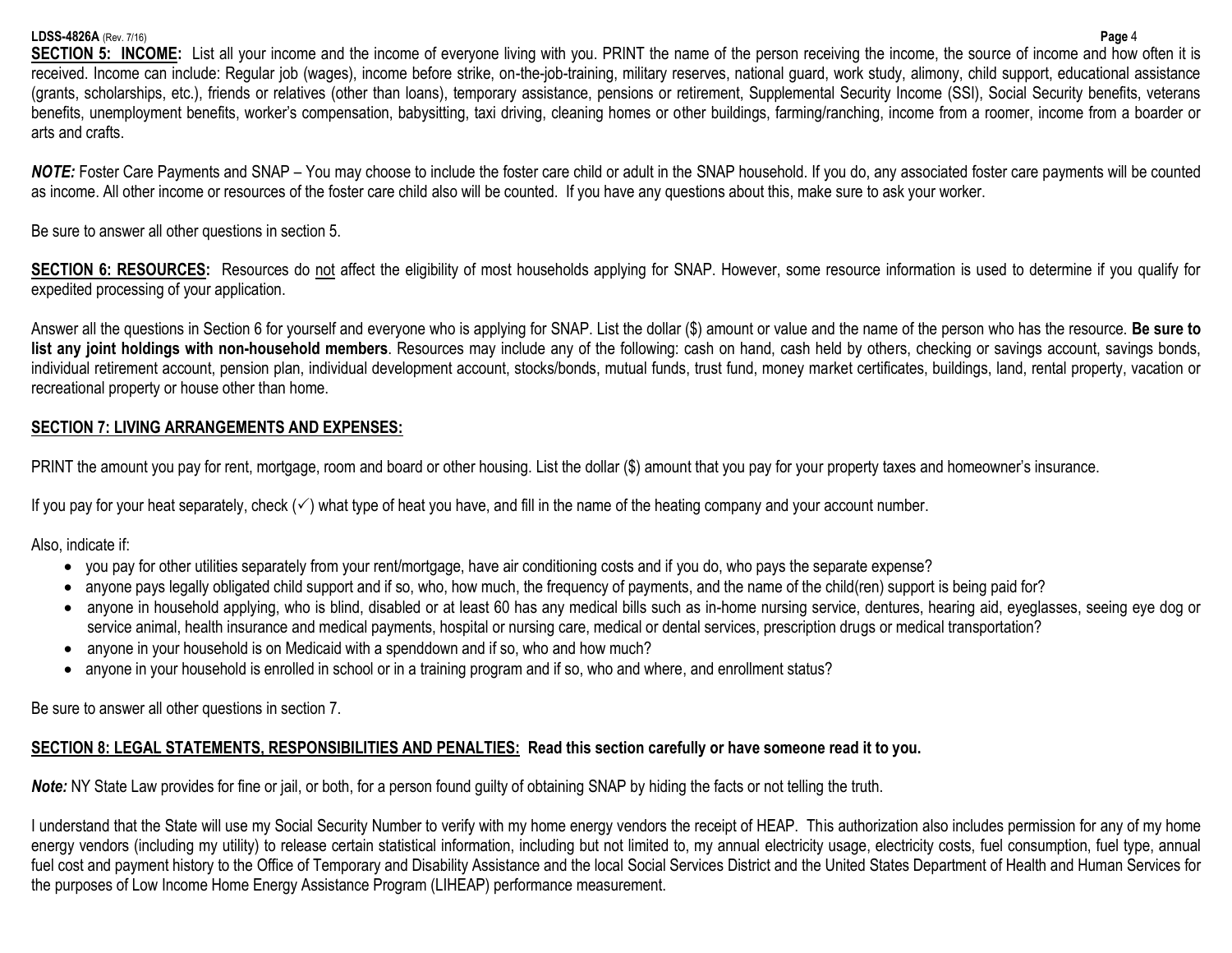**SECTION 5: INCOME:** List all your income and the income of everyone living with you. PRINT the name of the person receiving the income, the source of income and how often it is received. Income can include: Regular job (wages), income before strike, on-the-job-training, military reserves, national guard, work study, alimony, child support, educational assistance (grants, scholarships, etc.), friends or relatives (other than loans), temporary assistance, pensions or retirement, Supplemental Security Income (SSI), Social Security benefits, veterans benefits, unemployment benefits, worker's compensation, babysitting, taxi driving, cleaning homes or other buildings, farming/ranching, income from a roomer, income from a boarder or arts and crafts.

***NOTE:*** Foster Care Payments and SNAP – You may choose to include the foster care child or adult in the SNAP household. If you do, any associated foster care payments will be counted as income. All other income or resources of the foster care child also will be counted. If you have any questions about this, make sure to ask your worker.

Be sure to answer all other questions in section 5.

**SECTION 6: RESOURCES:** Resources do not affect the eligibility of most households applying for SNAP. However, some resource information is used to determine if you qualify for expedited processing of your application.

Answer all the questions in Section 6 for yourself and everyone who is applying for SNAP. List the dollar ($) amount or value and the name of the person who has the resource. **Be sure to list any joint holdings with non-household members**. Resources may include any of the following: cash on hand, cash held by others, checking or savings account, savings bonds, individual retirement account, pension plan, individual development account, stocks/bonds, mutual funds, trust fund, money market certificates, buildings, land, rental property, vacation or recreational property or house other than home.

**SECTION 7: LIVING ARRANGEMENTS AND EXPENSES:**

PRINT the amount you pay for rent, mortgage, room and board or other housing. List the dollar ($) amount that you pay for your property taxes and homeowner's insurance.

If you pay for your heat separately, check (✓) what type of heat you have, and fill in the name of the heating company and your account number.

Also, indicate if:

- you pay for other utilities separately from your rent/mortgage, have air conditioning costs and if you do, who pays the separate expense?
- anyone pays legally obligated child support and if so, who, how much, the frequency of payments, and the name of the child(ren) support is being paid for?
- anyone in household applying, who is blind, disabled or at least 60 has any medical bills such as in-home nursing service, dentures, hearing aid, eyeglasses, seeing eye dog or service animal, health insurance and medical payments, hospital or nursing care, medical or dental services, prescription drugs or medical transportation?
- anyone in your household is on Medicaid with a spenddown and if so, who and how much?
- anyone in your household is enrolled in school or in a training program and if so, who and where, and enrollment status?

Be sure to answer all other questions in section 7.

**SECTION 8: LEGAL STATEMENTS, RESPONSIBILITIES AND PENALTIES: Read this section carefully or have someone read it to you.**

***Note:*** NY State Law provides for fine or jail, or both, for a person found guilty of obtaining SNAP by hiding the facts or not telling the truth.

I understand that the State will use my Social Security Number to verify with my home energy vendors the receipt of HEAP. This authorization also includes permission for any of my home energy vendors (including my utility) to release certain statistical information, including but not limited to, my annual electricity usage, electricity costs, fuel consumption, fuel type, annual fuel cost and payment history to the Office of Temporary and Disability Assistance and the local Social Services District and the United States Department of Health and Human Services for the purposes of Low Income Home Energy Assistance Program (LIHEAP) performance measurement.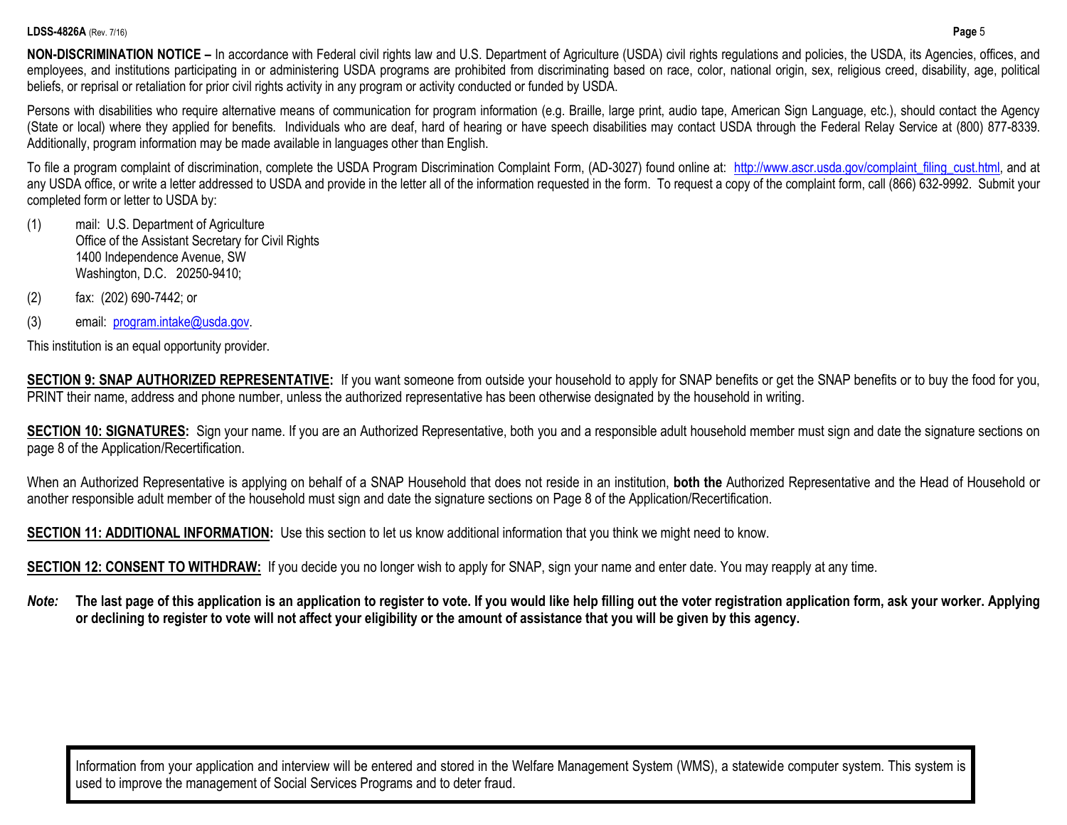**NON-DISCRIMINATION NOTICE –** In accordance with Federal civil rights law and U.S. Department of Agriculture (USDA) civil rights regulations and policies, the USDA, its Agencies, offices, and employees, and institutions participating in or administering USDA programs are prohibited from discriminating based on race, color, national origin, sex, religious creed, disability, age, political beliefs, or reprisal or retaliation for prior civil rights activity in any program or activity conducted or funded by USDA.

Persons with disabilities who require alternative means of communication for program information (e.g. Braille, large print, audio tape, American Sign Language, etc.), should contact the Agency (State or local) where they applied for benefits. Individuals who are deaf, hard of hearing or have speech disabilities may contact USDA through the Federal Relay Service at (800) 877-8339. Additionally, program information may be made available in languages other than English.

To file a program complaint of discrimination, complete the USDA Program Discrimination Complaint Form, (AD-3027) found online at: http://www.ascr.usda.gov/complaint_filing_cust.html, and at any USDA office, or write a letter addressed to USDA and provide in the letter all of the information requested in the form. To request a copy of the complaint form, call (866) 632-9992. Submit your completed form or letter to USDA by:

(1) mail: U.S. Department of Agriculture
Office of the Assistant Secretary for Civil Rights
1400 Independence Avenue, SW
Washington, D.C. 20250-9410;

(2) fax: (202) 690-7442; or

(3) email: program.intake@usda.gov.

This institution is an equal opportunity provider.

**SECTION 9: SNAP AUTHORIZED REPRESENTATIVE:** If you want someone from outside your household to apply for SNAP benefits or get the SNAP benefits or to buy the food for you, PRINT their name, address and phone number, unless the authorized representative has been otherwise designated by the household in writing.

**SECTION 10: SIGNATURES:** Sign your name. If you are an Authorized Representative, both you and a responsible adult household member must sign and date the signature sections on page 8 of the Application/Recertification.

When an Authorized Representative is applying on behalf of a SNAP Household that does not reside in an institution, **both the** Authorized Representative and the Head of Household or another responsible adult member of the household must sign and date the signature sections on Page 8 of the Application/Recertification.

**SECTION 11: ADDITIONAL INFORMATION:** Use this section to let us know additional information that you think we might need to know.

**SECTION 12: CONSENT TO WITHDRAW:** If you decide you no longer wish to apply for SNAP, sign your name and enter date. You may reapply at any time.

***Note:*** **The last page of this application is an application to register to vote. If you would like help filling out the voter registration application form, ask your worker. Applying or declining to register to vote will not affect your eligibility or the amount of assistance that you will be given by this agency.**

Information from your application and interview will be entered and stored in the Welfare Management System (WMS), a statewide computer system. This system is used to improve the management of Social Services Programs and to deter fraud.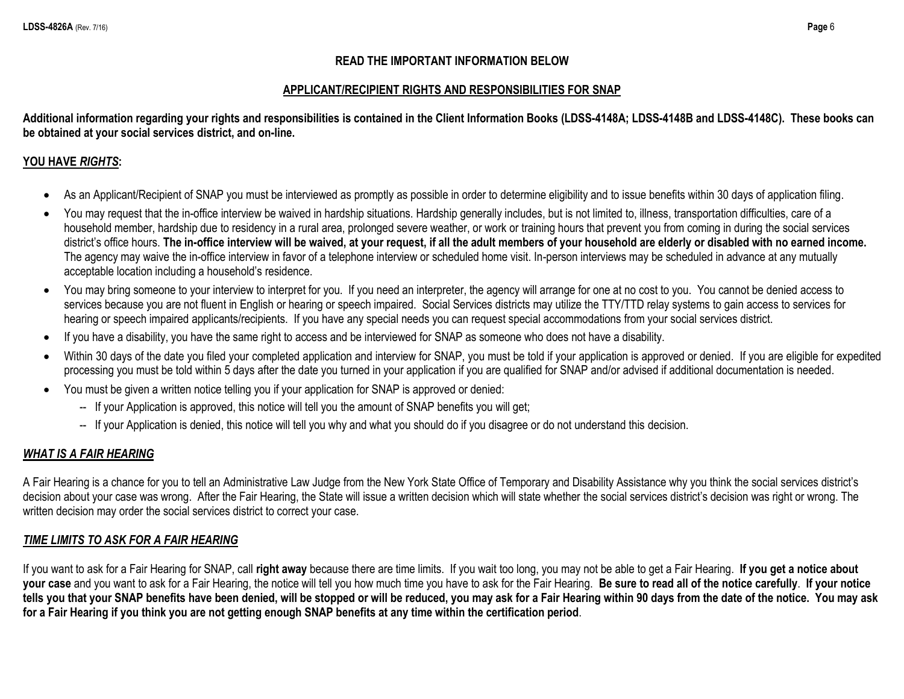## READ THE IMPORTANT INFORMATION BELOW

## APPLICANT/RECIPIENT RIGHTS AND RESPONSIBILITIES FOR SNAP

**Additional information regarding your rights and responsibilities is contained in the Client Information Books (LDSS-4148A; LDSS-4148B and LDSS-4148C). These books can be obtained at your social services district, and on-line.**

### YOU HAVE *RIGHTS*:

- As an Applicant/Recipient of SNAP you must be interviewed as promptly as possible in order to determine eligibility and to issue benefits within 30 days of application filing.
- You may request that the in-office interview be waived in hardship situations. Hardship generally includes, but is not limited to, illness, transportation difficulties, care of a household member, hardship due to residency in a rural area, prolonged severe weather, or work or training hours that prevent you from coming in during the social services district's office hours. **The in-office interview will be waived, at your request, if all the adult members of your household are elderly or disabled with no earned income.** The agency may waive the in-office interview in favor of a telephone interview or scheduled home visit. In-person interviews may be scheduled in advance at any mutually acceptable location including a household's residence.
- You may bring someone to your interview to interpret for you. If you need an interpreter, the agency will arrange for one at no cost to you. You cannot be denied access to services because you are not fluent in English or hearing or speech impaired. Social Services districts may utilize the TTY/TTD relay systems to gain access to services for hearing or speech impaired applicants/recipients. If you have any special needs you can request special accommodations from your social services district.
- If you have a disability, you have the same right to access and be interviewed for SNAP as someone who does not have a disability.
- Within 30 days of the date you filed your completed application and interview for SNAP, you must be told if your application is approved or denied. If you are eligible for expedited processing you must be told within 5 days after the date you turned in your application if you are qualified for SNAP and/or advised if additional documentation is needed.
- You must be given a written notice telling you if your application for SNAP is approved or denied:
  - -- If your Application is approved, this notice will tell you the amount of SNAP benefits you will get;
  - -- If your Application is denied, this notice will tell you why and what you should do if you disagree or do not understand this decision.

### *WHAT IS A FAIR HEARING*

A Fair Hearing is a chance for you to tell an Administrative Law Judge from the New York State Office of Temporary and Disability Assistance why you think the social services district's decision about your case was wrong. After the Fair Hearing, the State will issue a written decision which will state whether the social services district's decision was right or wrong. The written decision may order the social services district to correct your case.

### *TIME LIMITS TO ASK FOR A FAIR HEARING*

If you want to ask for a Fair Hearing for SNAP, call **right away** because there are time limits. If you wait too long, you may not be able to get a Fair Hearing. **If you get a notice about your case** and you want to ask for a Fair Hearing, the notice will tell you how much time you have to ask for the Fair Hearing. **Be sure to read all of the notice carefully**. **If your notice tells you that your SNAP benefits have been denied, will be stopped or will be reduced, you may ask for a Fair Hearing within 90 days from the date of the notice. You may ask for a Fair Hearing if you think you are not getting enough SNAP benefits at any time within the certification period**.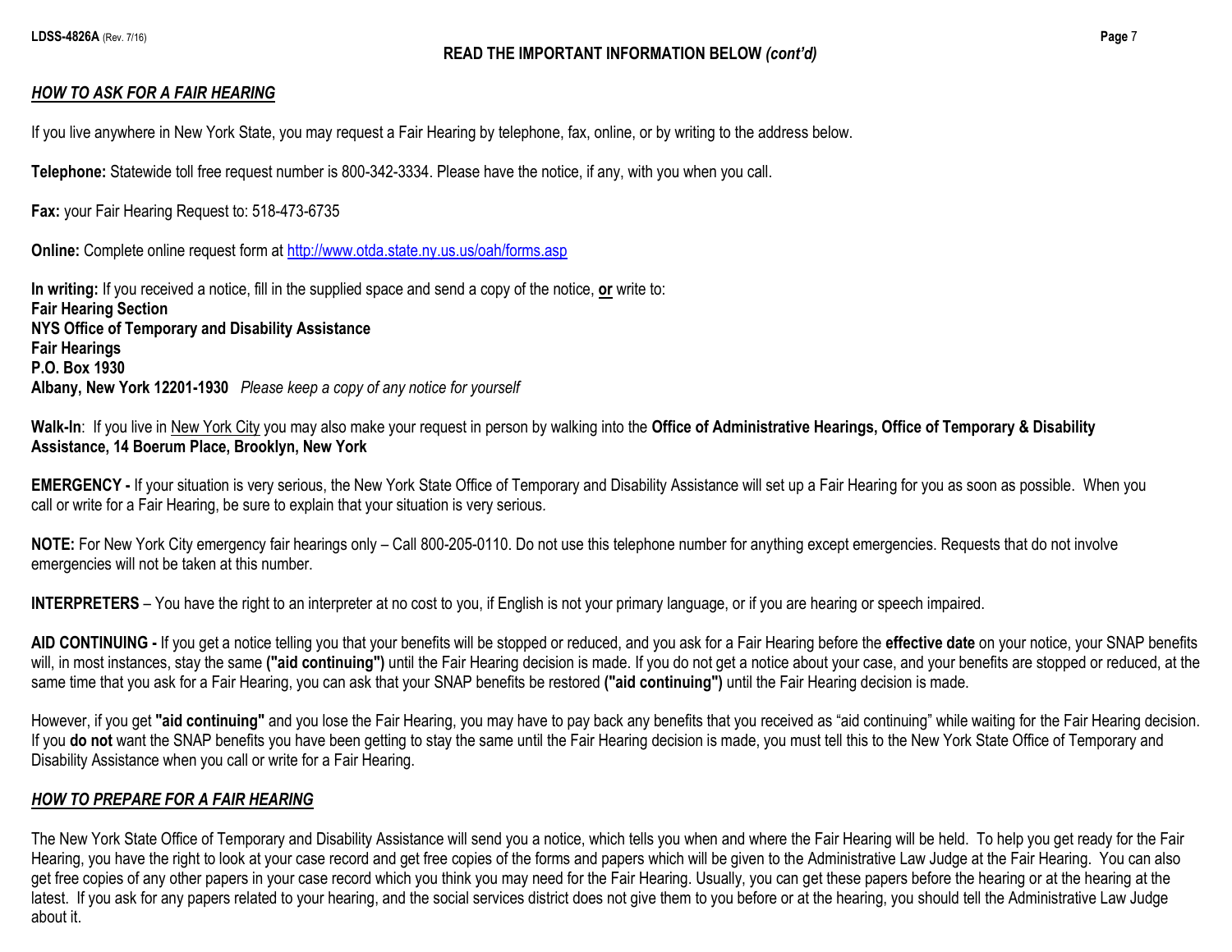**READ THE IMPORTANT INFORMATION BELOW *(cont'd)***

***HOW TO ASK FOR A FAIR HEARING***

If you live anywhere in New York State, you may request a Fair Hearing by telephone, fax, online, or by writing to the address below.

**Telephone:** Statewide toll free request number is 800-342-3334. Please have the notice, if any, with you when you call.

**Fax:** your Fair Hearing Request to: 518-473-6735

**Online:** Complete online request form at http://www.otda.state.ny.us.us/oah/forms.asp

**In writing:** If you received a notice, fill in the supplied space and send a copy of the notice, **or** write to:
**Fair Hearing Section**
**NYS Office of Temporary and Disability Assistance**
**Fair Hearings**
**P.O. Box 1930**
**Albany, New York 12201-1930** *Please keep a copy of any notice for yourself*

**Walk-In**: If you live in New York City you may also make your request in person by walking into the **Office of Administrative Hearings, Office of Temporary & Disability Assistance, 14 Boerum Place, Brooklyn, New York**

**EMERGENCY -** If your situation is very serious, the New York State Office of Temporary and Disability Assistance will set up a Fair Hearing for you as soon as possible. When you call or write for a Fair Hearing, be sure to explain that your situation is very serious.

**NOTE:** For New York City emergency fair hearings only – Call 800-205-0110. Do not use this telephone number for anything except emergencies. Requests that do not involve emergencies will not be taken at this number.

**INTERPRETERS** – You have the right to an interpreter at no cost to you, if English is not your primary language, or if you are hearing or speech impaired.

**AID CONTINUING -** If you get a notice telling you that your benefits will be stopped or reduced, and you ask for a Fair Hearing before the **effective date** on your notice, your SNAP benefits will, in most instances, stay the same **("aid continuing")** until the Fair Hearing decision is made. If you do not get a notice about your case, and your benefits are stopped or reduced, at the same time that you ask for a Fair Hearing, you can ask that your SNAP benefits be restored **("aid continuing")** until the Fair Hearing decision is made.

However, if you get **"aid continuing"** and you lose the Fair Hearing, you may have to pay back any benefits that you received as "aid continuing" while waiting for the Fair Hearing decision. If you **do not** want the SNAP benefits you have been getting to stay the same until the Fair Hearing decision is made, you must tell this to the New York State Office of Temporary and Disability Assistance when you call or write for a Fair Hearing.

***HOW TO PREPARE FOR A FAIR HEARING***

The New York State Office of Temporary and Disability Assistance will send you a notice, which tells you when and where the Fair Hearing will be held. To help you get ready for the Fair Hearing, you have the right to look at your case record and get free copies of the forms and papers which will be given to the Administrative Law Judge at the Fair Hearing. You can also get free copies of any other papers in your case record which you think you may need for the Fair Hearing. Usually, you can get these papers before the hearing or at the hearing at the latest. If you ask for any papers related to your hearing, and the social services district does not give them to you before or at the hearing, you should tell the Administrative Law Judge about it.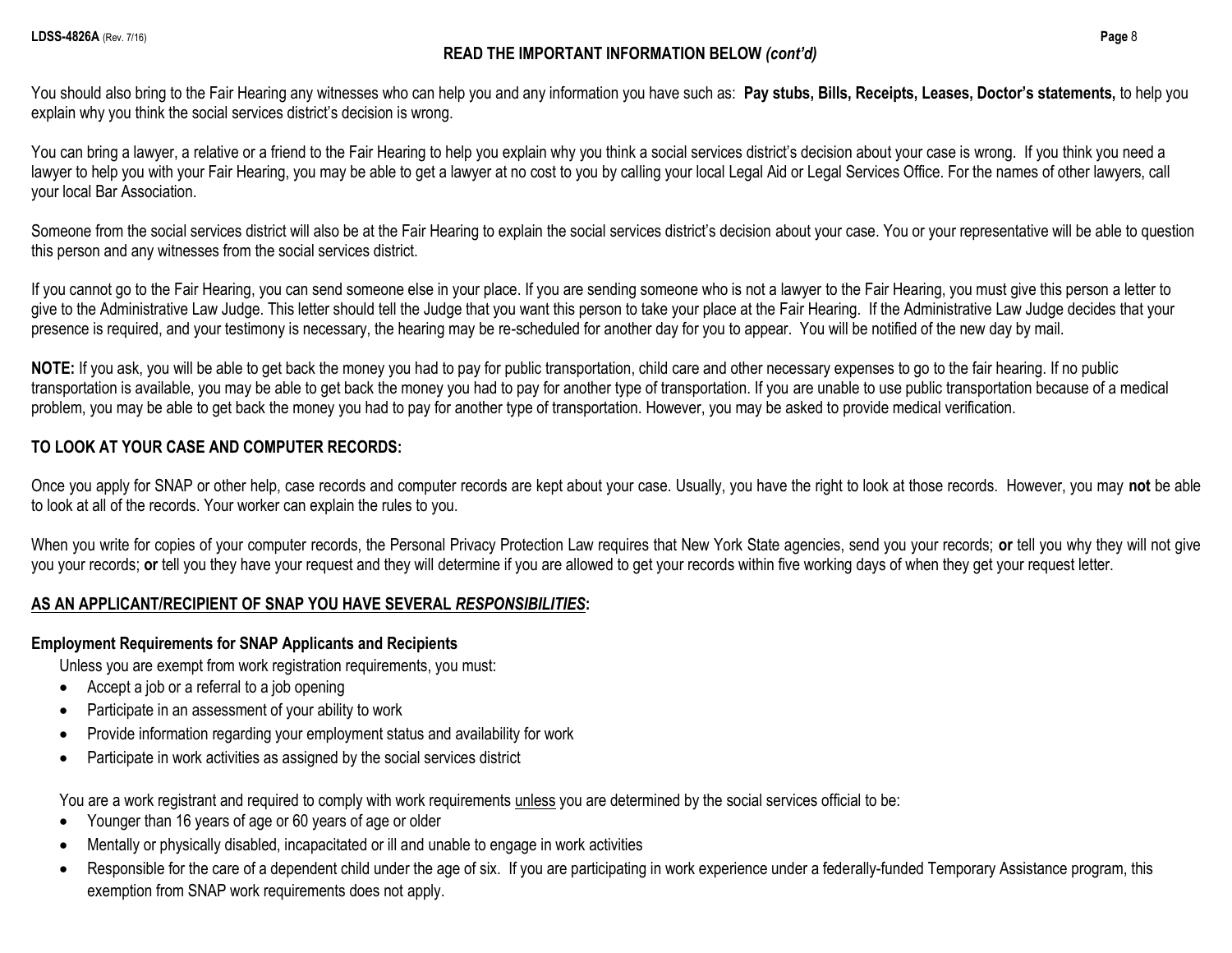## READ THE IMPORTANT INFORMATION BELOW *(cont'd)*

You should also bring to the Fair Hearing any witnesses who can help you and any information you have such as: **Pay stubs, Bills, Receipts, Leases, Doctor's statements,** to help you explain why you think the social services district's decision is wrong.

You can bring a lawyer, a relative or a friend to the Fair Hearing to help you explain why you think a social services district's decision about your case is wrong. If you think you need a lawyer to help you with your Fair Hearing, you may be able to get a lawyer at no cost to you by calling your local Legal Aid or Legal Services Office. For the names of other lawyers, call your local Bar Association.

Someone from the social services district will also be at the Fair Hearing to explain the social services district's decision about your case. You or your representative will be able to question this person and any witnesses from the social services district.

If you cannot go to the Fair Hearing, you can send someone else in your place. If you are sending someone who is not a lawyer to the Fair Hearing, you must give this person a letter to give to the Administrative Law Judge. This letter should tell the Judge that you want this person to take your place at the Fair Hearing. If the Administrative Law Judge decides that your presence is required, and your testimony is necessary, the hearing may be re-scheduled for another day for you to appear. You will be notified of the new day by mail.

**NOTE:** If you ask, you will be able to get back the money you had to pay for public transportation, child care and other necessary expenses to go to the fair hearing. If no public transportation is available, you may be able to get back the money you had to pay for another type of transportation. If you are unable to use public transportation because of a medical problem, you may be able to get back the money you had to pay for another type of transportation. However, you may be asked to provide medical verification.

### TO LOOK AT YOUR CASE AND COMPUTER RECORDS:

Once you apply for SNAP or other help, case records and computer records are kept about your case. Usually, you have the right to look at those records. However, you may **not** be able to look at all of the records. Your worker can explain the rules to you.

When you write for copies of your computer records, the Personal Privacy Protection Law requires that New York State agencies, send you your records; **or** tell you why they will not give you your records; **or** tell you they have your request and they will determine if you are allowed to get your records within five working days of when they get your request letter.

### AS AN APPLICANT/RECIPIENT OF SNAP YOU HAVE SEVERAL *RESPONSIBILITIES*:

#### Employment Requirements for SNAP Applicants and Recipients

Unless you are exempt from work registration requirements, you must:

- Accept a job or a referral to a job opening
- Participate in an assessment of your ability to work
- Provide information regarding your employment status and availability for work
- Participate in work activities as assigned by the social services district

You are a work registrant and required to comply with work requirements unless you are determined by the social services official to be:

- Younger than 16 years of age or 60 years of age or older
- Mentally or physically disabled, incapacitated or ill and unable to engage in work activities
- Responsible for the care of a dependent child under the age of six. If you are participating in work experience under a federally-funded Temporary Assistance program, this exemption from SNAP work requirements does not apply.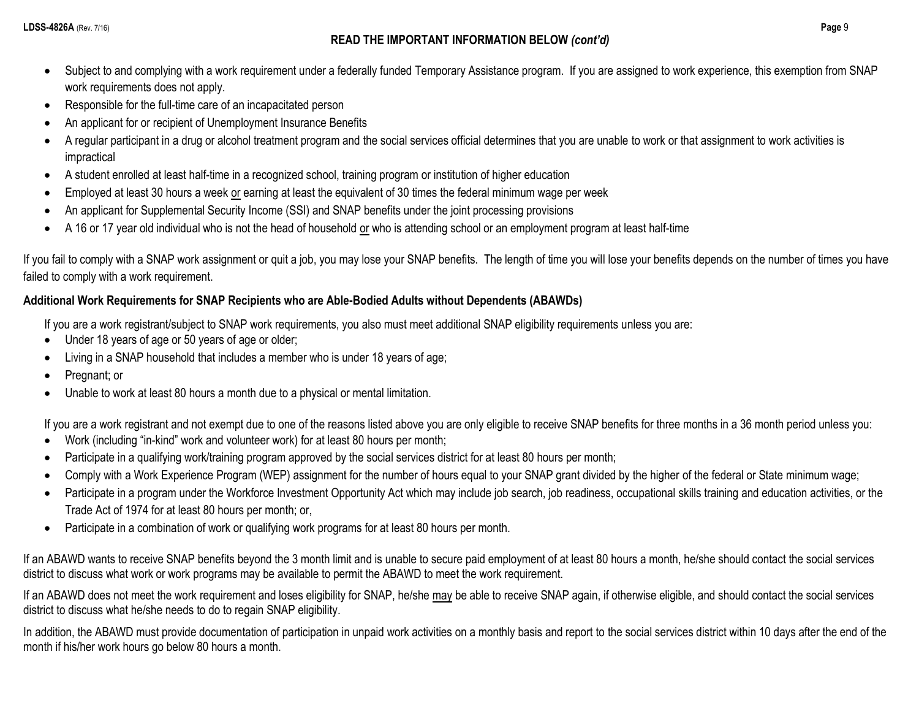**READ THE IMPORTANT INFORMATION BELOW *(cont'd)***

- Subject to and complying with a work requirement under a federally funded Temporary Assistance program. If you are assigned to work experience, this exemption from SNAP work requirements does not apply.
- Responsible for the full-time care of an incapacitated person
- An applicant for or recipient of Unemployment Insurance Benefits
- A regular participant in a drug or alcohol treatment program and the social services official determines that you are unable to work or that assignment to work activities is impractical
- A student enrolled at least half-time in a recognized school, training program or institution of higher education
- Employed at least 30 hours a week or earning at least the equivalent of 30 times the federal minimum wage per week
- An applicant for Supplemental Security Income (SSI) and SNAP benefits under the joint processing provisions
- A 16 or 17 year old individual who is not the head of household or who is attending school or an employment program at least half-time

If you fail to comply with a SNAP work assignment or quit a job, you may lose your SNAP benefits. The length of time you will lose your benefits depends on the number of times you have failed to comply with a work requirement.

**Additional Work Requirements for SNAP Recipients who are Able-Bodied Adults without Dependents (ABAWDs)**

If you are a work registrant/subject to SNAP work requirements, you also must meet additional SNAP eligibility requirements unless you are:

- Under 18 years of age or 50 years of age or older;
- Living in a SNAP household that includes a member who is under 18 years of age;
- Pregnant; or
- Unable to work at least 80 hours a month due to a physical or mental limitation.

If you are a work registrant and not exempt due to one of the reasons listed above you are only eligible to receive SNAP benefits for three months in a 36 month period unless you:

- Work (including "in-kind" work and volunteer work) for at least 80 hours per month;
- Participate in a qualifying work/training program approved by the social services district for at least 80 hours per month;
- Comply with a Work Experience Program (WEP) assignment for the number of hours equal to your SNAP grant divided by the higher of the federal or State minimum wage;
- Participate in a program under the Workforce Investment Opportunity Act which may include job search, job readiness, occupational skills training and education activities, or the Trade Act of 1974 for at least 80 hours per month; or,
- Participate in a combination of work or qualifying work programs for at least 80 hours per month.

If an ABAWD wants to receive SNAP benefits beyond the 3 month limit and is unable to secure paid employment of at least 80 hours a month, he/she should contact the social services district to discuss what work or work programs may be available to permit the ABAWD to meet the work requirement.

If an ABAWD does not meet the work requirement and loses eligibility for SNAP, he/she may be able to receive SNAP again, if otherwise eligible, and should contact the social services district to discuss what he/she needs to do to regain SNAP eligibility.

In addition, the ABAWD must provide documentation of participation in unpaid work activities on a monthly basis and report to the social services district within 10 days after the end of the month if his/her work hours go below 80 hours a month.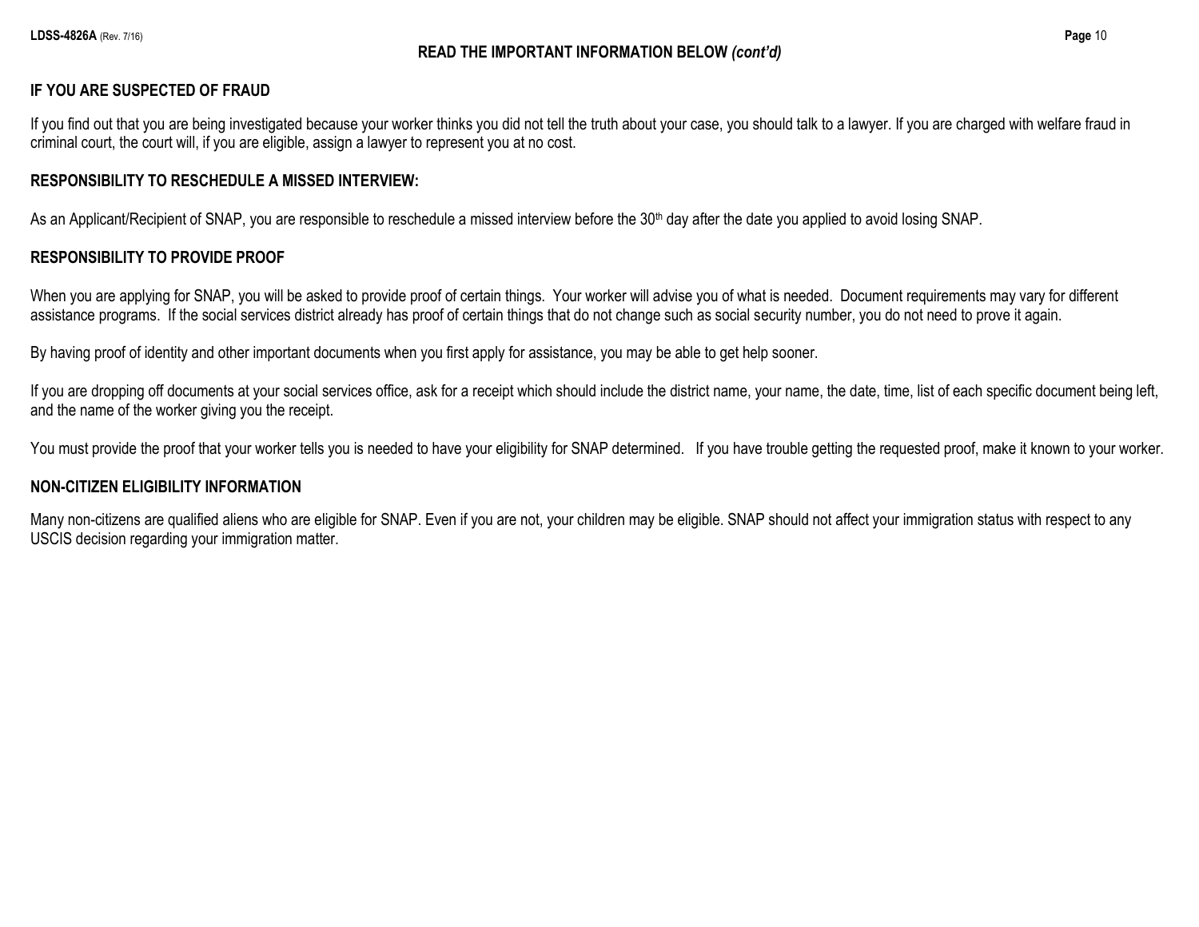## READ THE IMPORTANT INFORMATION BELOW *(cont'd)*

### IF YOU ARE SUSPECTED OF FRAUD

If you find out that you are being investigated because your worker thinks you did not tell the truth about your case, you should talk to a lawyer. If you are charged with welfare fraud in criminal court, the court will, if you are eligible, assign a lawyer to represent you at no cost.

### RESPONSIBILITY TO RESCHEDULE A MISSED INTERVIEW:

As an Applicant/Recipient of SNAP, you are responsible to reschedule a missed interview before the 30th day after the date you applied to avoid losing SNAP.

### RESPONSIBILITY TO PROVIDE PROOF

When you are applying for SNAP, you will be asked to provide proof of certain things. Your worker will advise you of what is needed. Document requirements may vary for different assistance programs. If the social services district already has proof of certain things that do not change such as social security number, you do not need to prove it again.

By having proof of identity and other important documents when you first apply for assistance, you may be able to get help sooner.

If you are dropping off documents at your social services office, ask for a receipt which should include the district name, your name, the date, time, list of each specific document being left, and the name of the worker giving you the receipt.

You must provide the proof that your worker tells you is needed to have your eligibility for SNAP determined. If you have trouble getting the requested proof, make it known to your worker.

### NON-CITIZEN ELIGIBILITY INFORMATION

Many non-citizens are qualified aliens who are eligible for SNAP. Even if you are not, your children may be eligible. SNAP should not affect your immigration status with respect to any USCIS decision regarding your immigration matter.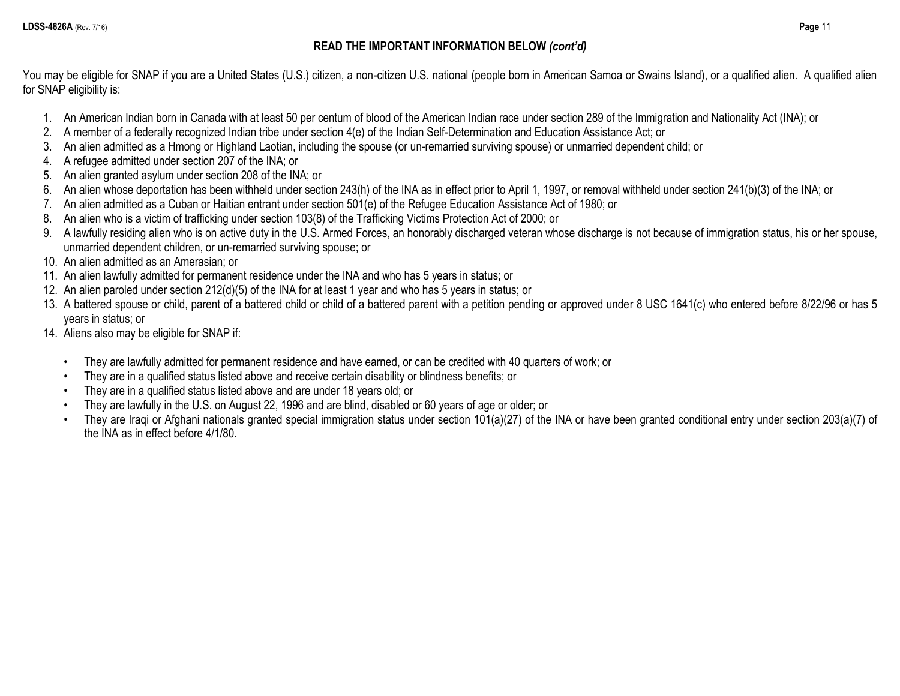## READ THE IMPORTANT INFORMATION BELOW *(cont'd)*

You may be eligible for SNAP if you are a United States (U.S.) citizen, a non-citizen U.S. national (people born in American Samoa or Swains Island), or a qualified alien. A qualified alien for SNAP eligibility is:

1. An American Indian born in Canada with at least 50 per centum of blood of the American Indian race under section 289 of the Immigration and Nationality Act (INA); or
2. A member of a federally recognized Indian tribe under section 4(e) of the Indian Self-Determination and Education Assistance Act; or
3. An alien admitted as a Hmong or Highland Laotian, including the spouse (or un-remarried surviving spouse) or unmarried dependent child; or
4. A refugee admitted under section 207 of the INA; or
5. An alien granted asylum under section 208 of the INA; or
6. An alien whose deportation has been withheld under section 243(h) of the INA as in effect prior to April 1, 1997, or removal withheld under section 241(b)(3) of the INA; or
7. An alien admitted as a Cuban or Haitian entrant under section 501(e) of the Refugee Education Assistance Act of 1980; or
8. An alien who is a victim of trafficking under section 103(8) of the Trafficking Victims Protection Act of 2000; or
9. A lawfully residing alien who is on active duty in the U.S. Armed Forces, an honorably discharged veteran whose discharge is not because of immigration status, his or her spouse, unmarried dependent children, or un-remarried surviving spouse; or
10. An alien admitted as an Amerasian; or
11. An alien lawfully admitted for permanent residence under the INA and who has 5 years in status; or
12. An alien paroled under section 212(d)(5) of the INA for at least 1 year and who has 5 years in status; or
13. A battered spouse or child, parent of a battered child or child of a battered parent with a petition pending or approved under 8 USC 1641(c) who entered before 8/22/96 or has 5 years in status; or
14. Aliens also may be eligible for SNAP if:
    - They are lawfully admitted for permanent residence and have earned, or can be credited with 40 quarters of work; or
    - They are in a qualified status listed above and receive certain disability or blindness benefits; or
    - They are in a qualified status listed above and are under 18 years old; or
    - They are lawfully in the U.S. on August 22, 1996 and are blind, disabled or 60 years of age or older; or
    - They are Iraqi or Afghani nationals granted special immigration status under section 101(a)(27) of the INA or have been granted conditional entry under section 203(a)(7) of the INA as in effect before 4/1/80.